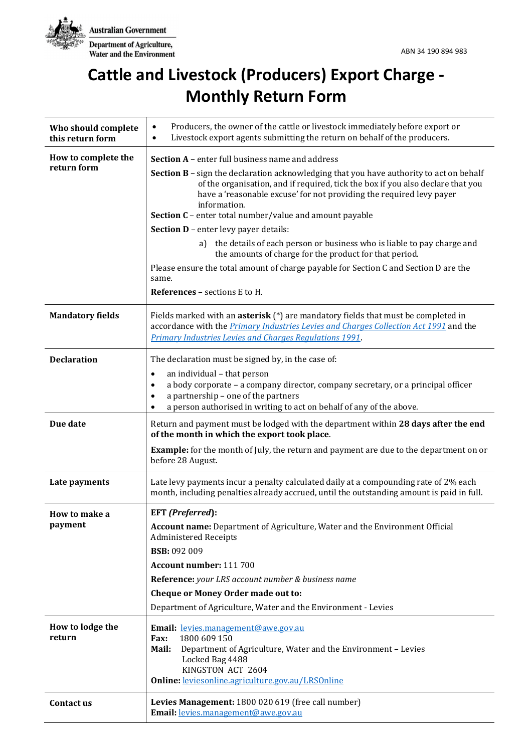Australian Government
Department of Agriculture, Water and the Environment

ABN 34 190 894 983

# Cattle and Livestock (Producers) Export Charge - Monthly Return Form

| | |
|---|---|
| **Who should complete this return form** | • Producers, the owner of the cattle or livestock immediately before export or<br>• Livestock export agents submitting the return on behalf of the producers. |
| **How to complete the return form** | **Section A** – enter full business name and address<br>**Section B** – sign the declaration acknowledging that you have authority to act on behalf of the organisation, and if required, tick the box if you also declare that you have a 'reasonable excuse' for not providing the required levy payer information.<br>**Section C** – enter total number/value and amount payable<br>**Section D** – enter levy payer details:<br>a) the details of each person or business who is liable to pay charge and the amounts of charge for the product for that period.<br>Please ensure the total amount of charge payable for Section C and Section D are the same.<br>**References** – sections E to H. |
| **Mandatory fields** | Fields marked with an **asterisk** (*) are mandatory fields that must be completed in accordance with the *Primary Industries Levies and Charges Collection Act 1991* and the *Primary Industries Levies and Charges Regulations 1991*. |
| **Declaration** | The declaration must be signed by, in the case of:<br>• an individual – that person<br>• a body corporate – a company director, company secretary, or a principal officer<br>• a partnership – one of the partners<br>• a person authorised in writing to act on behalf of any of the above. |
| **Due date** | Return and payment must be lodged with the department within **28 days after the end of the month in which the export took place**.<br>**Example:** for the month of July, the return and payment are due to the department on or before 28 August. |
| **Late payments** | Late levy payments incur a penalty calculated daily at a compounding rate of 2% each month, including penalties already accrued, until the outstanding amount is paid in full. |
| **How to make a payment** | **EFT *(Preferred)*:**<br>**Account name:** Department of Agriculture, Water and the Environment Official Administered Receipts<br>**BSB:** 092 009<br>**Account number:** 111 700<br>**Reference:** *your LRS account number & business name*<br>**Cheque or Money Order made out to:**<br>Department of Agriculture, Water and the Environment - Levies |
| **How to lodge the return** | **Email:** levies.management@awe.gov.au<br>**Fax:** 1800 609 150<br>**Mail:** Department of Agriculture, Water and the Environment – Levies<br>Locked Bag 4488<br>KINGSTON ACT 2604<br>**Online:** leviesonline.agriculture.gov.au/LRSOnline |
| **Contact us** | **Levies Management:** 1800 020 619 (free call number)<br>**Email:** levies.management@awe.gov.au |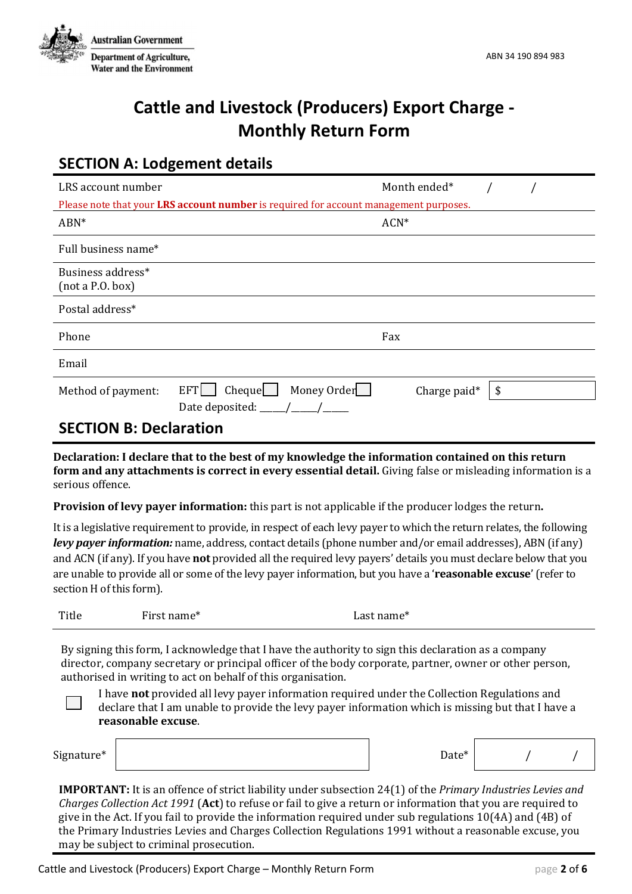Australian Government
Department of Agriculture, Water and the Environment

ABN 34 190 894 983

# Cattle and Livestock (Producers) Export Charge - Monthly Return Form

## SECTION A: Lodgement details

| LRS account number | | Month ended* | / / |
|---|---|---|---|
| Please note that your **LRS account number** is required for account management purposes. | | | |
| ABN* | | ACN* | |
| Full business name* | | | |
| Business address* (not a P.O. box) | | | |
| Postal address* | | | |
| Phone | | Fax | |
| Email | | | |
| Method of payment: | EFT ☐ Cheque ☐ Money Order ☐ Date deposited: \_\_\_\_/\_\_\_\_/\_\_\_\_ | Charge paid* | $ |

## SECTION B: Declaration

**Declaration: I declare that to the best of my knowledge the information contained on this return form and any attachments is correct in every essential detail.** Giving false or misleading information is a serious offence.

**Provision of levy payer information:** this part is not applicable if the producer lodges the return**.**

It is a legislative requirement to provide, in respect of each levy payer to which the return relates, the following ***levy payer information:*** name, address, contact details (phone number and/or email addresses), ABN (if any) and ACN (if any). If you have **not** provided all the required levy payers' details you must declare below that you are unable to provide all or some of the levy payer information, but you have a '**reasonable excuse**' (refer to section H of this form).

| Title | First name* | Last name* |
|---|---|---|
| | | |

By signing this form, I acknowledge that I have the authority to sign this declaration as a company director, company secretary or principal officer of the body corporate, partner, owner or other person, authorised in writing to act on behalf of this organisation.

☐ I have **not** provided all levy payer information required under the Collection Regulations and declare that I am unable to provide the levy payer information which is missing but that I have a **reasonable excuse**.

| Signature* | | Date* | / / |
|---|---|---|---|

**IMPORTANT:** It is an offence of strict liability under subsection 24(1) of the *Primary Industries Levies and Charges Collection Act 1991* (**Act**) to refuse or fail to give a return or information that you are required to give in the Act. If you fail to provide the information required under sub regulations 10(4A) and (4B) of the Primary Industries Levies and Charges Collection Regulations 1991 without a reasonable excuse, you may be subject to criminal prosecution.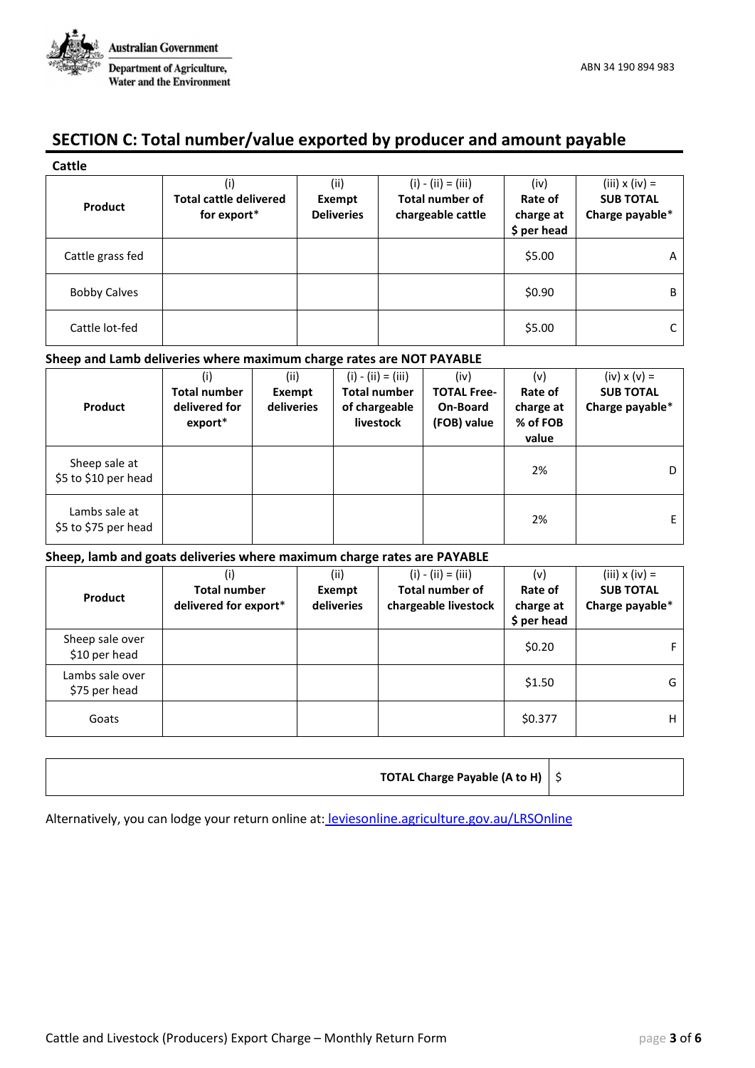Australian Government
Department of Agriculture, Water and the Environment

ABN 34 190 894 983

## SECTION C: Total number/value exported by producer and amount payable

### Cattle

| Product | (i) Total cattle delivered for export* | (ii) Exempt Deliveries | (i) - (ii) = (iii) Total number of chargeable cattle | (iv) Rate of charge at $ per head | (iii) x (iv) = SUB TOTAL Charge payable* |
|---|---|---|---|---|---|
| Cattle grass fed | | | | $5.00 | A |
| Bobby Calves | | | | $0.90 | B |
| Cattle lot-fed | | | | $5.00 | C |

### Sheep and Lamb deliveries where maximum charge rates are NOT PAYABLE

| Product | (i) Total number delivered for export* | (ii) Exempt deliveries | (i) - (ii) = (iii) Total number of chargeable livestock | (iv) TOTAL Free-On-Board (FOB) value | (v) Rate of charge at % of FOB value | (iv) x (v) = SUB TOTAL Charge payable* |
|---|---|---|---|---|---|---|
| Sheep sale at $5 to $10 per head | | | | | 2% | D |
| Lambs sale at $5 to $75 per head | | | | | 2% | E |

### Sheep, lamb and goats deliveries where maximum charge rates are PAYABLE

| Product | (i) Total number delivered for export* | (ii) Exempt deliveries | (i) - (ii) = (iii) Total number of chargeable livestock | (v) Rate of charge at $ per head | (iii) x (iv) = SUB TOTAL Charge payable* |
|---|---|---|---|---|---|
| Sheep sale over $10 per head | | | | $0.20 | F |
| Lambs sale over $75 per head | | | | $1.50 | G |
| Goats | | | | $0.377 | H |

| TOTAL Charge Payable (A to H) | $ |
|---|---|

Alternatively, you can lodge your return online at: [leviesonline.agriculture.gov.au/LRSOnline](leviesonline.agriculture.gov.au/LRSOnline)

Cattle and Livestock (Producers) Export Charge – Monthly Return Form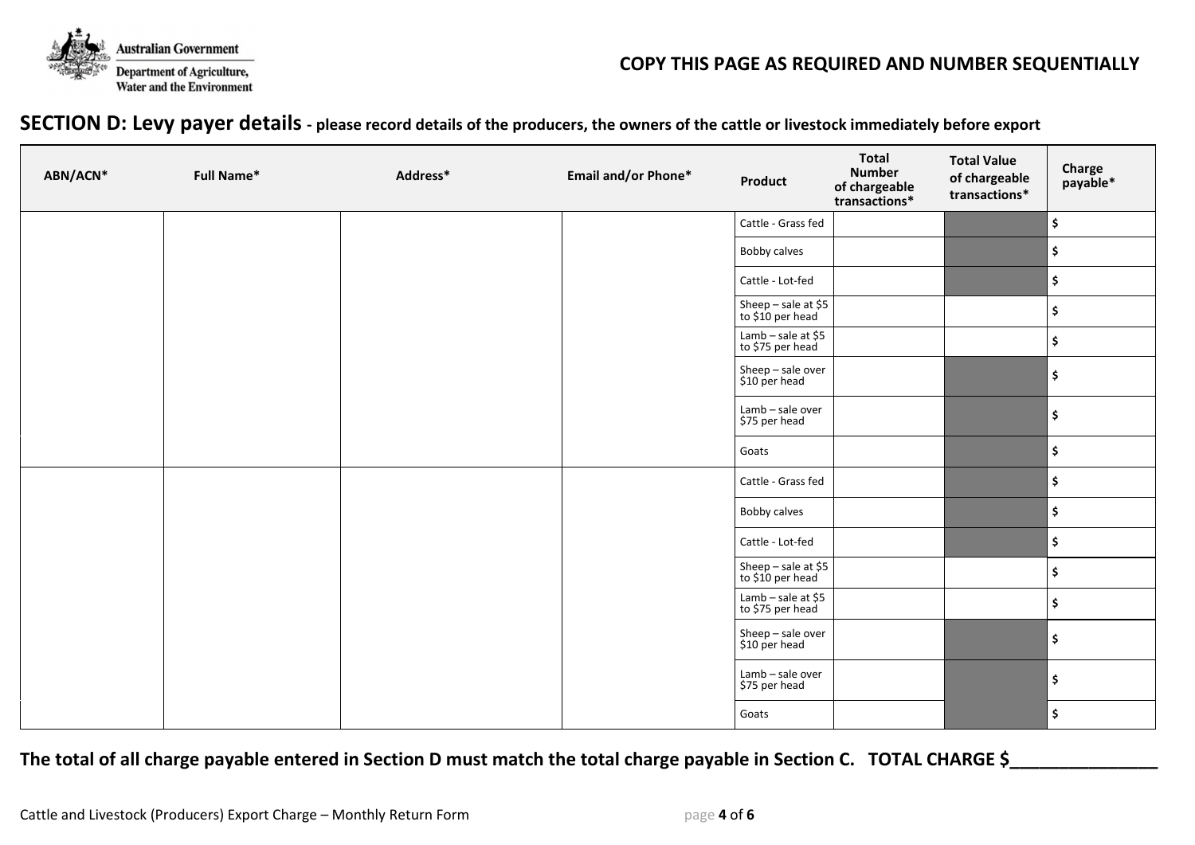COPY THIS PAGE AS REQUIRED AND NUMBER SEQUENTIALLY

## SECTION D: Levy payer details - please record details of the producers, the owners of the cattle or livestock immediately before export

| ABN/ACN* | Full Name* | Address* | Email and/or Phone* | Product | Total Number of chargeable transactions* | Total Value of chargeable transactions* | Charge payable* |
|---|---|---|---|---|---|---|---|
| | | | | Cattle - Grass fed | | | $ |
| | | | | Bobby calves | | | $ |
| | | | | Cattle - Lot-fed | | | $ |
| | | | | Sheep – sale at $5 to $10 per head | | | $ |
| | | | | Lamb – sale at $5 to $75 per head | | | $ |
| | | | | Sheep – sale over $10 per head | | | $ |
| | | | | Lamb – sale over $75 per head | | | $ |
| | | | | Goats | | | $ |
| | | | | Cattle - Grass fed | | | $ |
| | | | | Bobby calves | | | $ |
| | | | | Cattle - Lot-fed | | | $ |
| | | | | Sheep – sale at $5 to $10 per head | | | $ |
| | | | | Lamb – sale at $5 to $75 per head | | | $ |
| | | | | Sheep – sale over $10 per head | | | $ |
| | | | | Lamb – sale over $75 per head | | | $ |
| | | | | Goats | | | $ |

**The total of all charge payable entered in Section D must match the total charge payable in Section C. TOTAL CHARGE $_______________**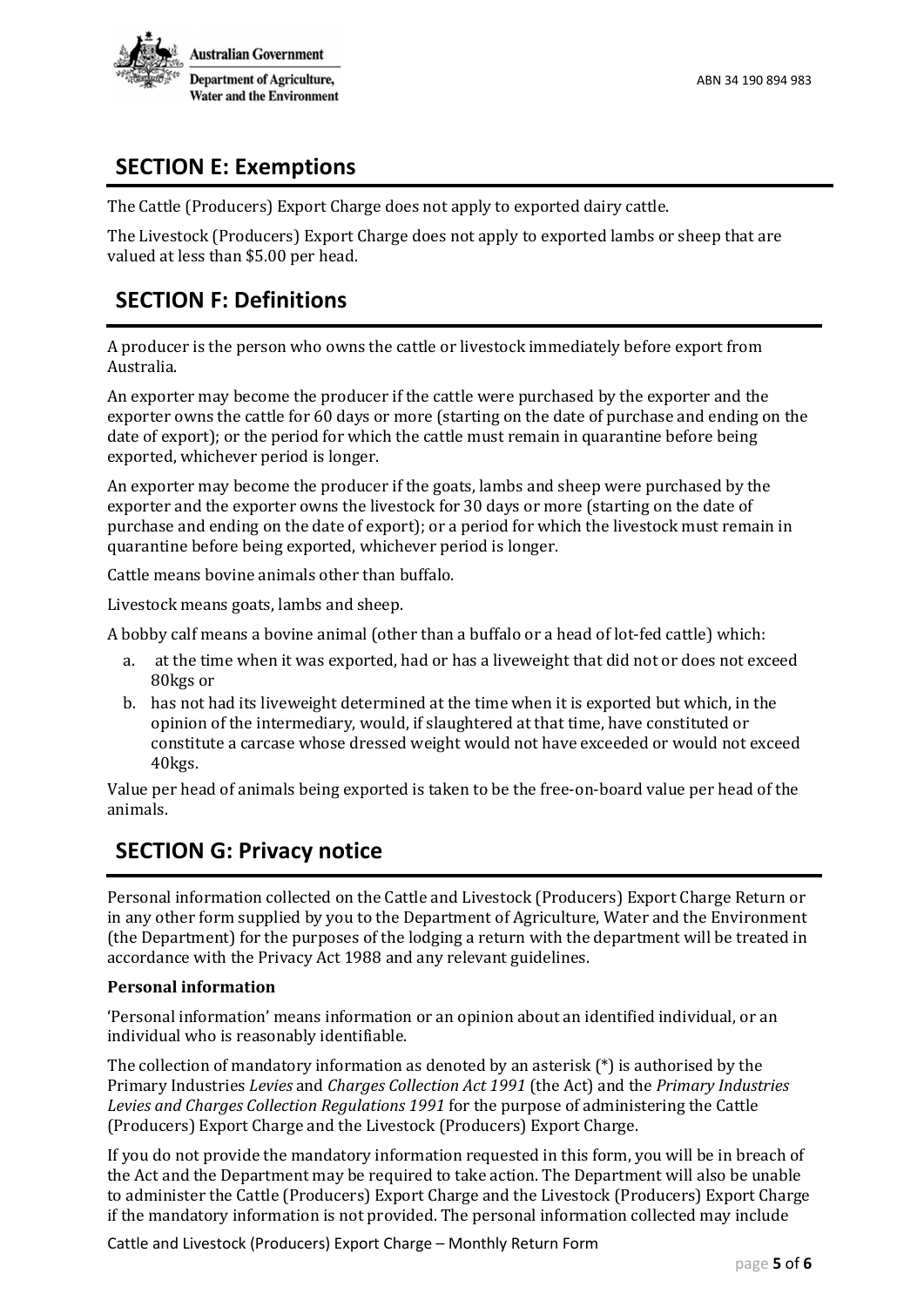## SECTION E: Exemptions

The Cattle (Producers) Export Charge does not apply to exported dairy cattle.

The Livestock (Producers) Export Charge does not apply to exported lambs or sheep that are valued at less than $5.00 per head.

## SECTION F: Definitions

A producer is the person who owns the cattle or livestock immediately before export from Australia.

An exporter may become the producer if the cattle were purchased by the exporter and the exporter owns the cattle for 60 days or more (starting on the date of purchase and ending on the date of export); or the period for which the cattle must remain in quarantine before being exported, whichever period is longer.

An exporter may become the producer if the goats, lambs and sheep were purchased by the exporter and the exporter owns the livestock for 30 days or more (starting on the date of purchase and ending on the date of export); or a period for which the livestock must remain in quarantine before being exported, whichever period is longer.

Cattle means bovine animals other than buffalo.

Livestock means goats, lambs and sheep.

A bobby calf means a bovine animal (other than a buffalo or a head of lot-fed cattle) which:

a. at the time when it was exported, had or has a liveweight that did not or does not exceed 80kgs or
b. has not had its liveweight determined at the time when it is exported but which, in the opinion of the intermediary, would, if slaughtered at that time, have constituted or constitute a carcase whose dressed weight would not have exceeded or would not exceed 40kgs.

Value per head of animals being exported is taken to be the free-on-board value per head of the animals.

## SECTION G: Privacy notice

Personal information collected on the Cattle and Livestock (Producers) Export Charge Return or in any other form supplied by you to the Department of Agriculture, Water and the Environment (the Department) for the purposes of the lodging a return with the department will be treated in accordance with the Privacy Act 1988 and any relevant guidelines.

**Personal information**

'Personal information' means information or an opinion about an identified individual, or an individual who is reasonably identifiable.

The collection of mandatory information as denoted by an asterisk (*) is authorised by the Primary Industries *Levies* and *Charges Collection Act 1991* (the Act) and the *Primary Industries Levies and Charges Collection Regulations 1991* for the purpose of administering the Cattle (Producers) Export Charge and the Livestock (Producers) Export Charge.

If you do not provide the mandatory information requested in this form, you will be in breach of the Act and the Department may be required to take action. The Department will also be unable to administer the Cattle (Producers) Export Charge and the Livestock (Producers) Export Charge if the mandatory information is not provided. The personal information collected may include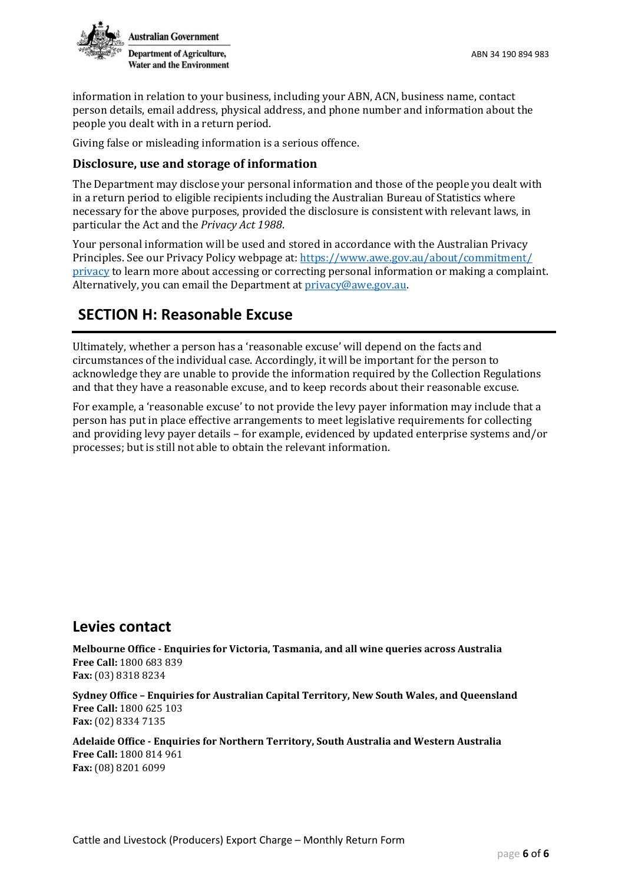information in relation to your business, including your ABN, ACN, business name, contact person details, email address, physical address, and phone number and information about the people you dealt with in a return period.

Giving false or misleading information is a serious offence.

### Disclosure, use and storage of information

The Department may disclose your personal information and those of the people you dealt with in a return period to eligible recipients including the Australian Bureau of Statistics where necessary for the above purposes, provided the disclosure is consistent with relevant laws, in particular the Act and the *Privacy Act 1988*.

Your personal information will be used and stored in accordance with the Australian Privacy Principles. See our Privacy Policy webpage at: https://www.awe.gov.au/about/commitment/privacy to learn more about accessing or correcting personal information or making a complaint. Alternatively, you can email the Department at privacy@awe.gov.au.

## SECTION H: Reasonable Excuse

Ultimately, whether a person has a 'reasonable excuse' will depend on the facts and circumstances of the individual case. Accordingly, it will be important for the person to acknowledge they are unable to provide the information required by the Collection Regulations and that they have a reasonable excuse, and to keep records about their reasonable excuse.

For example, a 'reasonable excuse' to not provide the levy payer information may include that a person has put in place effective arrangements to meet legislative requirements for collecting and providing levy payer details – for example, evidenced by updated enterprise systems and/or processes; but is still not able to obtain the relevant information.

## Levies contact

**Melbourne Office - Enquiries for Victoria, Tasmania, and all wine queries across Australia**
**Free Call:** 1800 683 839
**Fax:** (03) 8318 8234

**Sydney Office – Enquiries for Australian Capital Territory, New South Wales, and Queensland**
**Free Call:** 1800 625 103
**Fax:** (02) 8334 7135

**Adelaide Office - Enquiries for Northern Territory, South Australia and Western Australia**
**Free Call:** 1800 814 961
**Fax:** (08) 8201 6099